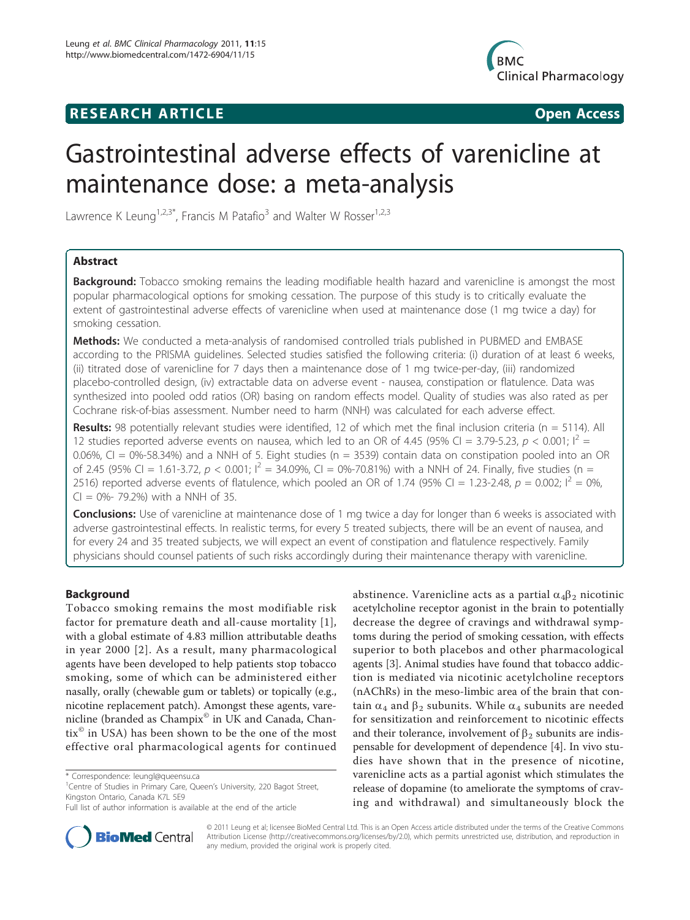**RESEARCH ARTICLE** **Open Access**

# Gastrointestinal adverse effects of varenicline at maintenance dose: a meta-analysis

Lawrence K Leung[1,2,3*], Francis M Patafio[3] and Walter W Rosser[1,2,3]

## Abstract

**Background:** Tobacco smoking remains the leading modifiable health hazard and varenicline is amongst the most popular pharmacological options for smoking cessation. The purpose of this study is to critically evaluate the extent of gastrointestinal adverse effects of varenicline when used at maintenance dose (1 mg twice a day) for smoking cessation.

**Methods:** We conducted a meta-analysis of randomised controlled trials published in PUBMED and EMBASE according to the PRISMA guidelines. Selected studies satisfied the following criteria: (i) duration of at least 6 weeks, (ii) titrated dose of varenicline for 7 days then a maintenance dose of 1 mg twice-per-day, (iii) randomized placebo-controlled design, (iv) extractable data on adverse event - nausea, constipation or flatulence. Data was synthesized into pooled odd ratios (OR) basing on random effects model. Quality of studies was also rated as per Cochrane risk-of-bias assessment. Number need to harm (NNH) was calculated for each adverse effect.

**Results:** 98 potentially relevant studies were identified, 12 of which met the final inclusion criteria (n = 5114). All 12 studies reported adverse events on nausea, which led to an OR of 4.45 (95% CI = 3.79-5.23, $p < 0.001$; $I^2 =$ 0.06%, CI = 0%-58.34%) and a NNH of 5. Eight studies (n = 3539) contain data on constipation pooled into an OR of 2.45 (95% CI = 1.61-3.72, $p < 0.001$; $I^2 = 34.09\%$, CI = 0%-70.81%) with a NNH of 24. Finally, five studies (n = 2516) reported adverse events of flatulence, which pooled an OR of 1.74 (95% CI = 1.23-2.48, $p = 0.002$; $I^2 = 0\%$, CI = 0%- 79.2%) with a NNH of 35.

**Conclusions:** Use of varenicline at maintenance dose of 1 mg twice a day for longer than 6 weeks is associated with adverse gastrointestinal effects. In realistic terms, for every 5 treated subjects, there will be an event of nausea, and for every 24 and 35 treated subjects, we will expect an event of constipation and flatulence respectively. Family physicians should counsel patients of such risks accordingly during their maintenance therapy with varenicline.

## Background

Tobacco smoking remains the most modifiable risk factor for premature death and all-cause mortality [1], with a global estimate of 4.83 million attributable deaths in year 2000 [2]. As a result, many pharmacological agents have been developed to help patients stop tobacco smoking, some of which can be administered either nasally, orally (chewable gum or tablets) or topically (e.g., nicotine replacement patch). Amongst these agents, varenicline (branded as Champix© in UK and Canada, Chantix© in USA) has been shown to be the one of the most effective oral pharmacological agents for continued abstinence. Varenicline acts as a partial $\alpha_4\beta_2$ nicotinic acetylcholine receptor agonist in the brain to potentially decrease the degree of cravings and withdrawal symptoms during the period of smoking cessation, with effects superior to both placebos and other pharmacological agents [3]. Animal studies have found that tobacco addiction is mediated via nicotinic acetylcholine receptors (nAChRs) in the meso-limbic area of the brain that contain $\alpha_4$ and $\beta_2$ subunits. While $\alpha_4$ subunits are needed for sensitization and reinforcement to nicotinic effects and their tolerance, involvement of $\beta_2$ subunits are indispensable for development of dependence [4]. In vivo studies have shown that in the presence of nicotine, varenicline acts as a partial agonist which stimulates the release of dopamine (to ameliorate the symptoms of craving and withdrawal) and simultaneously block the

\* Correspondence: leungl@queensu.ca
[1]Centre of Studies in Primary Care, Queen's University, 220 Bagot Street, Kingston Ontario, Canada K7L 5E9
Full list of author information is available at the end of the article

© 2011 Leung et al; licensee BioMed Central Ltd. This is an Open Access article distributed under the terms of the Creative Commons Attribution License (http://creativecommons.org/licenses/by/2.0), which permits unrestricted use, distribution, and reproduction in any medium, provided the original work is properly cited.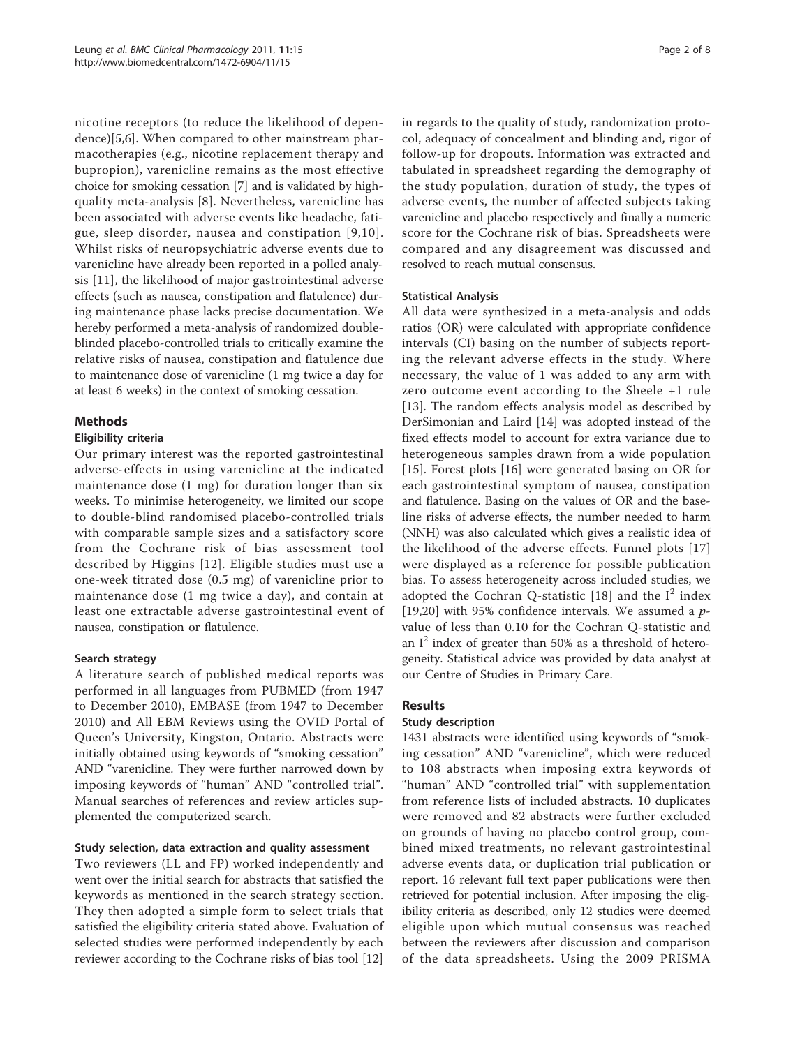nicotine receptors (to reduce the likelihood of dependence)[5,6]. When compared to other mainstream pharmacotherapies (e.g., nicotine replacement therapy and bupropion), varenicline remains as the most effective choice for smoking cessation [7] and is validated by high-quality meta-analysis [8]. Nevertheless, varenicline has been associated with adverse events like headache, fatigue, sleep disorder, nausea and constipation [9,10]. Whilst risks of neuropsychiatric adverse events due to varenicline have already been reported in a polled analysis [11], the likelihood of major gastrointestinal adverse effects (such as nausea, constipation and flatulence) during maintenance phase lacks precise documentation. We hereby performed a meta-analysis of randomized double-blinded placebo-controlled trials to critically examine the relative risks of nausea, constipation and flatulence due to maintenance dose of varenicline (1 mg twice a day for at least 6 weeks) in the context of smoking cessation.

## Methods

### Eligibility criteria

Our primary interest was the reported gastrointestinal adverse-effects in using varenicline at the indicated maintenance dose (1 mg) for duration longer than six weeks. To minimise heterogeneity, we limited our scope to double-blind randomised placebo-controlled trials with comparable sample sizes and a satisfactory score from the Cochrane risk of bias assessment tool described by Higgins [12]. Eligible studies must use a one-week titrated dose (0.5 mg) of varenicline prior to maintenance dose (1 mg twice a day), and contain at least one extractable adverse gastrointestinal event of nausea, constipation or flatulence.

### Search strategy

A literature search of published medical reports was performed in all languages from PUBMED (from 1947 to December 2010), EMBASE (from 1947 to December 2010) and All EBM Reviews using the OVID Portal of Queen's University, Kingston, Ontario. Abstracts were initially obtained using keywords of "smoking cessation" AND "varenicline. They were further narrowed down by imposing keywords of "human" AND "controlled trial". Manual searches of references and review articles supplemented the computerized search.

### Study selection, data extraction and quality assessment

Two reviewers (LL and FP) worked independently and went over the initial search for abstracts that satisfied the keywords as mentioned in the search strategy section. They then adopted a simple form to select trials that satisfied the eligibility criteria stated above. Evaluation of selected studies were performed independently by each reviewer according to the Cochrane risks of bias tool [12] in regards to the quality of study, randomization protocol, adequacy of concealment and blinding and, rigor of follow-up for dropouts. Information was extracted and tabulated in spreadsheet regarding the demography of the study population, duration of study, the types of adverse events, the number of affected subjects taking varenicline and placebo respectively and finally a numeric score for the Cochrane risk of bias. Spreadsheets were compared and any disagreement was discussed and resolved to reach mutual consensus.

### Statistical Analysis

All data were synthesized in a meta-analysis and odds ratios (OR) were calculated with appropriate confidence intervals (CI) basing on the number of subjects reporting the relevant adverse effects in the study. Where necessary, the value of 1 was added to any arm with zero outcome event according to the Sheele +1 rule [13]. The random effects analysis model as described by DerSimonian and Laird [14] was adopted instead of the fixed effects model to account for extra variance due to heterogeneous samples drawn from a wide population [15]. Forest plots [16] were generated basing on OR for each gastrointestinal symptom of nausea, constipation and flatulence. Basing on the values of OR and the baseline risks of adverse effects, the number needed to harm (NNH) was also calculated which gives a realistic idea of the likelihood of the adverse effects. Funnel plots [17] were displayed as a reference for possible publication bias. To assess heterogeneity across included studies, we adopted the Cochran Q-statistic [18] and the $I^2$ index [19,20] with 95% confidence intervals. We assumed a $p$-value of less than 0.10 for the Cochran Q-statistic and an $I^2$ index of greater than 50% as a threshold of heterogeneity. Statistical advice was provided by data analyst at our Centre of Studies in Primary Care.

## Results

### Study description

1431 abstracts were identified using keywords of "smoking cessation" AND "varenicline", which were reduced to 108 abstracts when imposing extra keywords of "human" AND "controlled trial" with supplementation from reference lists of included abstracts. 10 duplicates were removed and 82 abstracts were further excluded on grounds of having no placebo control group, combined mixed treatments, no relevant gastrointestinal adverse events data, or duplication trial publication or report. 16 relevant full text paper publications were then retrieved for potential inclusion. After imposing the eligibility criteria as described, only 12 studies were deemed eligible upon which mutual consensus was reached between the reviewers after discussion and comparison of the data spreadsheets. Using the 2009 PRISMA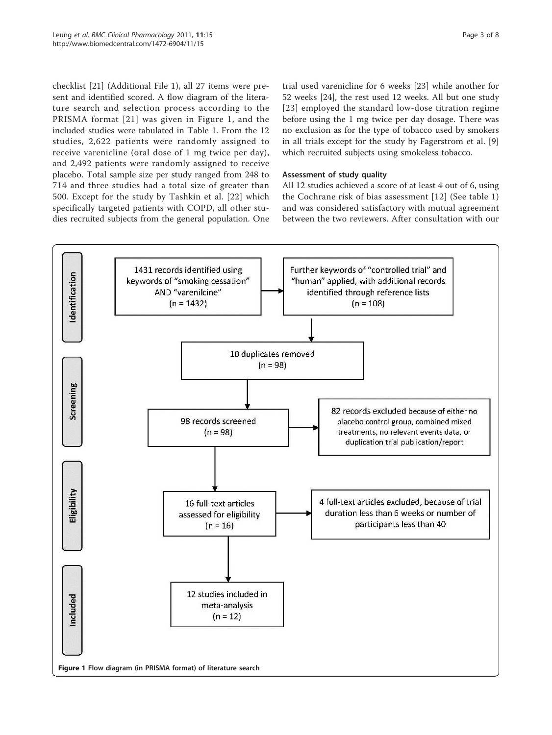checklist [21] (Additional File 1), all 27 items were present and identified scored. A flow diagram of the literature search and selection process according to the PRISMA format [21] was given in Figure 1, and the included studies were tabulated in Table 1. From the 12 studies, 2,622 patients were randomly assigned to receive varenicline (oral dose of 1 mg twice per day), and 2,492 patients were randomly assigned to receive placebo. Total sample size per study ranged from 248 to 714 and three studies had a total size of greater than 500. Except for the study by Tashkin et al. [22] which specifically targeted patients with COPD, all other studies recruited subjects from the general population. One trial used varenicline for 6 weeks [23] while another for 52 weeks [24], the rest used 12 weeks. All but one study [23] employed the standard low-dose titration regime before using the 1 mg twice per day dosage. There was no exclusion as for the type of tobacco used by smokers in all trials except for the study by Fagerstrom et al. [9] which recruited subjects using smokeless tobacco.

### Assessment of study quality

All 12 studies achieved a score of at least 4 out of 6, using the Cochrane risk of bias assessment [12] (See table 1) and was considered satisfactory with mutual agreement between the two reviewers. After consultation with our

**Identification**

- 1431 records identified using keywords of "smoking cessation" AND "varenilcine" (n = 1432)
- Further keywords of "controlled trial" and "human" applied, with additional records identified through reference lists (n = 108)

**Screening**

- 10 duplicates removed (n = 98)
- 98 records screened (n = 98)
- 82 records excluded because of either no placebo control group, combined mixed treatments, no relevant events data, or duplication trial publication/report

**Eligibility**

- 16 full-text articles assessed for eligibility (n = 16)
- 4 full-text articles excluded, because of trial duration less than 6 weeks or number of participants less than 40

**Included**

- 12 studies included in meta-analysis (n = 12)

**Figure 1** Flow diagram (in PRISMA format) of literature search.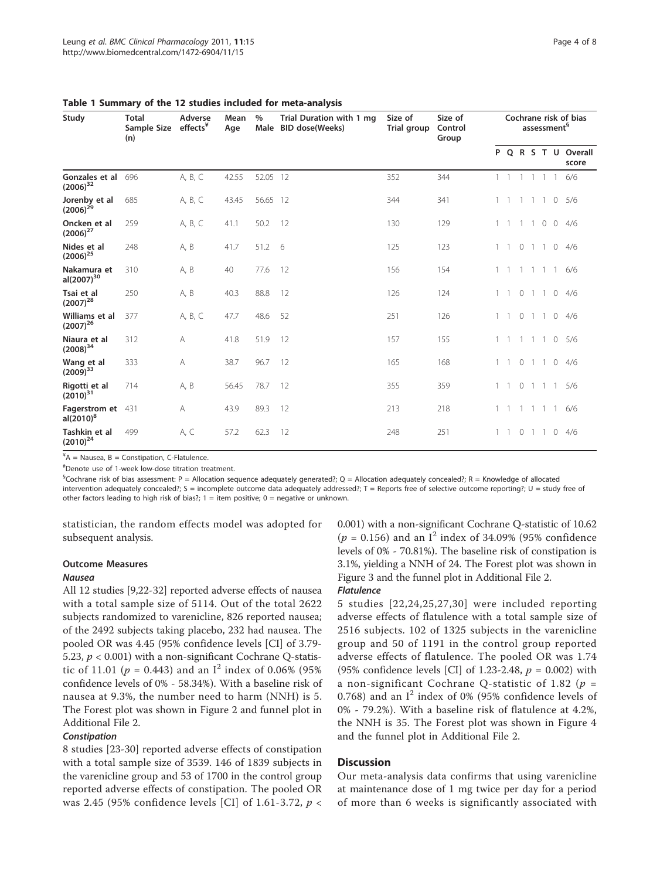**Table 1 Summary of the 12 studies included for meta-analysis**

| Study | Total Sample Size (n) | Adverse effects[¥] | Mean Age | % Male | Trial Duration with 1 mg BID dose(Weeks) | Size of Trial group | Size of Control Group | Cochrane risk of bias assessment[§] | | | | | | |
|---|---|---|---|---|---|---|---|---|---|---|---|---|---|---|
| | | | | | | | | P | Q | R | S | T | U | Overall score |
| Gonzales et al (2006)[32] | 696 | A, B, C | 42.55 | 52.05 | 12 | 352 | 344 | 1 | 1 | 1 | 1 | 1 | 1 | 6/6 |
| Jorenby et al (2006)[29] | 685 | A, B, C | 43.45 | 56.65 | 12 | 344 | 341 | 1 | 1 | 1 | 1 | 1 | 0 | 5/6 |
| Oncken et al (2006)[27] | 259 | A, B, C | 41.1 | 50.2 | 12 | 130 | 129 | 1 | 1 | 1 | 1 | 0 | 0 | 4/6 |
| Nides et al (2006)[25] | 248 | A, B | 41.7 | 51.2 | 6 | 125 | 123 | 1 | 1 | 0 | 1 | 1 | 0 | 4/6 |
| Nakamura et al(2007)[30] | 310 | A, B | 40 | 77.6 | 12 | 156 | 154 | 1 | 1 | 1 | 1 | 1 | 1 | 6/6 |
| Tsai et al (2007)[28] | 250 | A, B | 40.3 | 88.8 | 12 | 126 | 124 | 1 | 1 | 0 | 1 | 1 | 0 | 4/6 |
| Williams et al (2007)[26] | 377 | A, B, C | 47.7 | 48.6 | 52 | 251 | 126 | 1 | 1 | 0 | 1 | 1 | 0 | 4/6 |
| Niaura et al (2008)[34] | 312 | A | 41.8 | 51.9 | 12 | 157 | 155 | 1 | 1 | 1 | 1 | 1 | 0 | 5/6 |
| Wang et al (2009)[33] | 333 | A | 38.7 | 96.7 | 12 | 165 | 168 | 1 | 1 | 0 | 1 | 1 | 0 | 4/6 |
| Rigotti et al (2010)[31] | 714 | A, B | 56.45 | 78.7 | 12 | 355 | 359 | 1 | 1 | 0 | 1 | 1 | 1 | 5/6 |
| Fagerstrom et al(2010)[8] | 431 | A | 43.9 | 89.3 | 12 | 213 | 218 | 1 | 1 | 1 | 1 | 1 | 1 | 6/6 |
| Tashkin et al (2010)[24] | 499 | A, C | 57.2 | 62.3 | 12 | 248 | 251 | 1 | 1 | 0 | 1 | 1 | 0 | 4/6 |

[¥]A = Nausea, B = Constipation, C-Flatulence.

[#]Denote use of 1-week low-dose titration treatment.

[§]Cochrane risk of bias assessment: P = Allocation sequence adequately generated?; Q = Allocation adequately concealed?; R = Knowledge of allocated intervention adequately concealed?; S = incomplete outcome data adequately addressed?; T = Reports free of selective outcome reporting?; U = study free of other factors leading to high risk of bias?; 1 = item positive; 0 = negative or unknown.

statistician, the random effects model was adopted for subsequent analysis.

### Outcome Measures

#### *Nausea*

All 12 studies [9,22-32] reported adverse effects of nausea with a total sample size of 5114. Out of the total 2622 subjects randomized to varenicline, 826 reported nausea; of the 2492 subjects taking placebo, 232 had nausea. The pooled OR was 4.45 (95% confidence levels [CI] of 3.79-5.23, $p < 0.001$) with a non-significant Cochrane Q-statistic of 11.01 ($p = 0.443$) and an $I^2$ index of 0.06% (95% confidence levels of 0% - 58.34%). With a baseline risk of nausea at 9.3%, the number need to harm (NNH) is 5. The Forest plot was shown in Figure 2 and funnel plot in Additional File 2.

#### *Constipation*

8 studies [23-30] reported adverse effects of constipation with a total sample size of 3539. 146 of 1839 subjects in the varenicline group and 53 of 1700 in the control group reported adverse effects of constipation. The pooled OR was 2.45 (95% confidence levels [CI] of 1.61-3.72, $p <$ 0.001) with a non-significant Cochrane Q-statistic of 10.62 ($p = 0.156$) and an $I^2$ index of 34.09% (95% confidence levels of 0% - 70.81%). The baseline risk of constipation is 3.1%, yielding a NNH of 24. The Forest plot was shown in Figure 3 and the funnel plot in Additional File 2.

#### *Flatulence*

5 studies [22,24,25,27,30] were included reporting adverse effects of flatulence with a total sample size of 2516 subjects. 102 of 1325 subjects in the varenicline group and 50 of 1191 in the control group reported adverse effects of flatulence. The pooled OR was 1.74 (95% confidence levels [CI] of 1.23-2.48, $p = 0.002$) with a non-significant Cochrane Q-statistic of 1.82 ($p =$ 0.768) and an $I^2$ index of 0% (95% confidence levels of 0% - 79.2%). With a baseline risk of flatulence at 4.2%, the NNH is 35. The Forest plot was shown in Figure 4 and the funnel plot in Additional File 2.

## Discussion

Our meta-analysis data confirms that using varenicline at maintenance dose of 1 mg twice per day for a period of more than 6 weeks is significantly associated with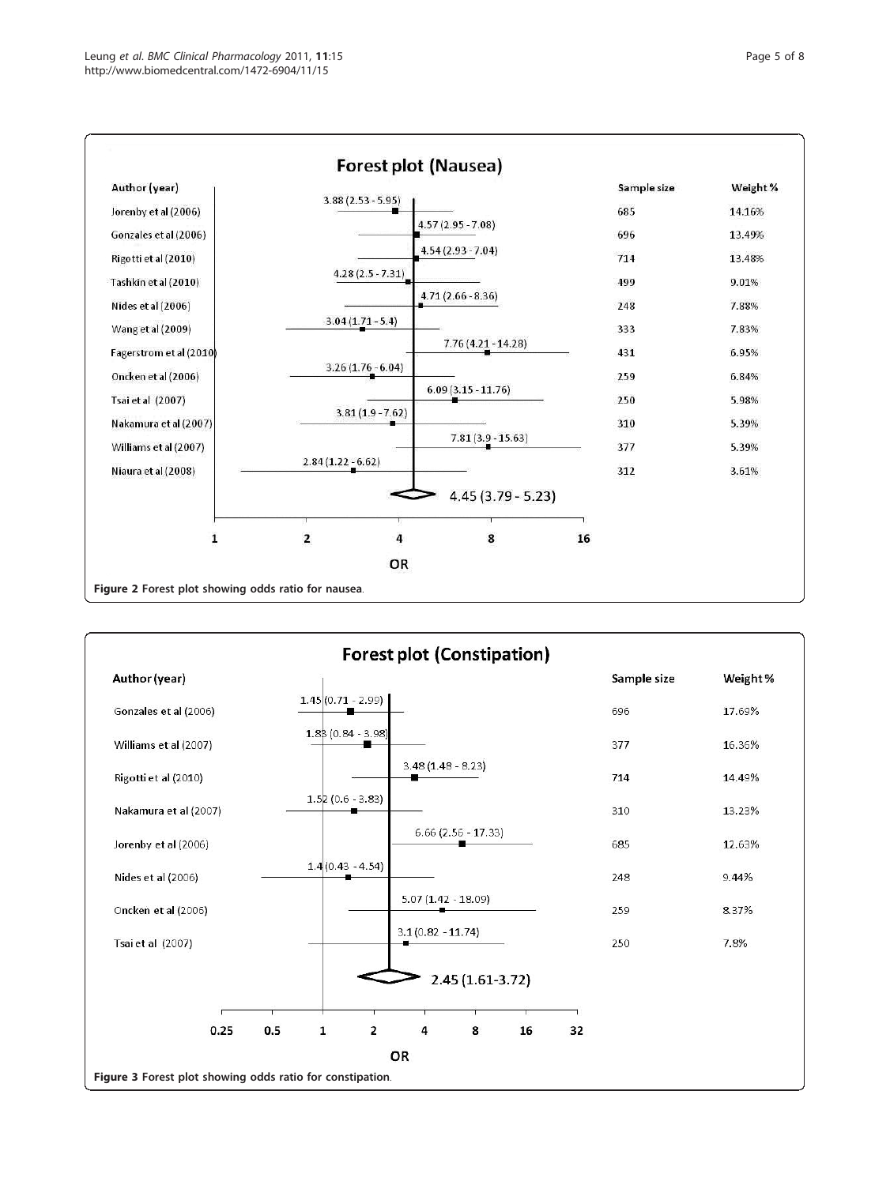**Forest plot (Nausea)**

| Author (year) | OR (95% CI) | Sample size | Weight % |
|---|---|---|---|
| Jorenby et al (2006) | 3.88 (2.53 - 5.95) | 685 | 14.16% |
| Gonzales et al (2006) | 4.57 (2.95 - 7.08) | 696 | 13.49% |
| Rigotti et al (2010) | 4.54 (2.93 - 7.04) | 714 | 13.48% |
| Tashkin et al (2010) | 4.28 (2.5 - 7.31) | 499 | 9.01% |
| Nides et al (2006) | 4.71 (2.66 - 8.36) | 248 | 7.88% |
| Wang et al (2009) | 3.04 (1.71 - 5.4) | 333 | 7.83% |
| Fagerstrom et al (2010) | 7.76 (4.21 - 14.28) | 431 | 6.95% |
| Oncken et al (2006) | 3.26 (1.76 - 6.04) | 259 | 6.84% |
| Tsai et al (2007) | 6.09 (3.15 - 11.76) | 250 | 5.98% |
| Nakamura et al (2007) | 3.81 (1.9 - 7.62) | 310 | 5.39% |
| Williams et al (2007) | 7.81 (3.9 - 15.63) | 377 | 5.39% |
| Niaura et al (2008) | 2.84 (1.22 - 6.62) | 312 | 3.61% |
| Pooled | 4.45 (3.79 - 5.23) | | |

**Figure 2** Forest plot showing odds ratio for nausea.

**Forest plot (Constipation)**

| Author (year) | OR (95% CI) | Sample size | Weight % |
|---|---|---|---|
| Gonzales et al (2006) | 1.45 (0.71 - 2.99) | 696 | 17.69% |
| Williams et al (2007) | 1.83 (0.84 - 3.98) | 377 | 16.36% |
| Rigotti et al (2010) | 3.48 (1.48 - 8.23) | 714 | 14.49% |
| Nakamura et al (2007) | 1.52 (0.6 - 3.83) | 310 | 13.23% |
| Jorenby et al (2006) | 6.66 (2.56 - 17.33) | 685 | 12.63% |
| Nides et al (2006) | 1.4 (0.43 - 4.54) | 248 | 9.44% |
| Oncken et al (2006) | 5.07 (1.42 - 18.09) | 259 | 8.37% |
| Tsai et al (2007) | 3.1 (0.82 - 11.74) | 250 | 7.8% |
| Pooled | 2.45 (1.61-3.72) | | |

**Figure 3** Forest plot showing odds ratio for constipation.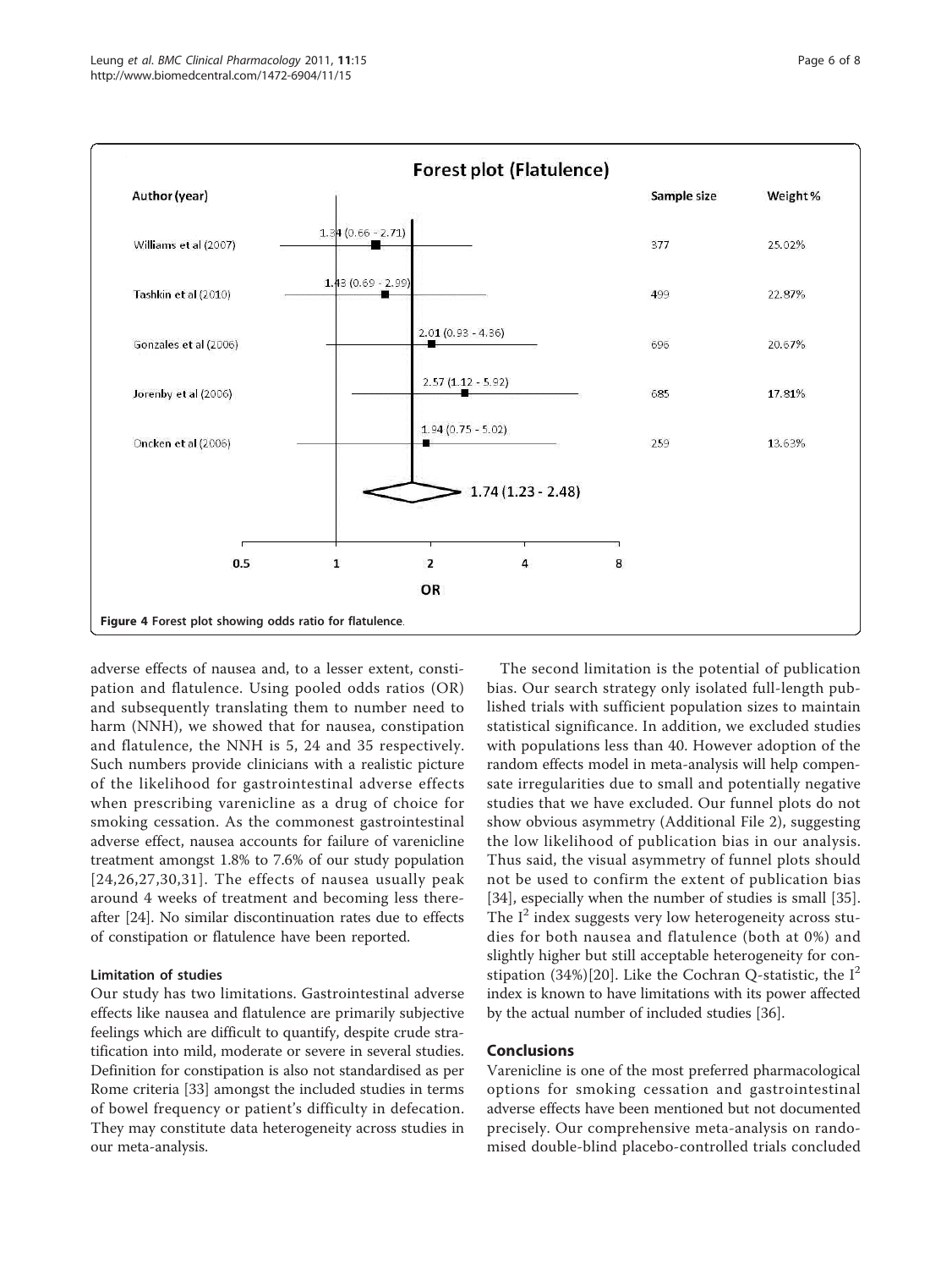**Figure 4 Forest plot showing odds ratio for flatulence.**

adverse effects of nausea and, to a lesser extent, constipation and flatulence. Using pooled odds ratios (OR) and subsequently translating them to number need to harm (NNH), we showed that for nausea, constipation and flatulence, the NNH is 5, 24 and 35 respectively. Such numbers provide clinicians with a realistic picture of the likelihood for gastrointestinal adverse effects when prescribing varenicline as a drug of choice for smoking cessation. As the commonest gastrointestinal adverse effect, nausea accounts for failure of varenicline treatment amongst 1.8% to 7.6% of our study population [24,26,27,30,31]. The effects of nausea usually peak around 4 weeks of treatment and becoming less thereafter [24]. No similar discontinuation rates due to effects of constipation or flatulence have been reported.

### Limitation of studies

Our study has two limitations. Gastrointestinal adverse effects like nausea and flatulence are primarily subjective feelings which are difficult to quantify, despite crude stratification into mild, moderate or severe in several studies. Definition for constipation is also not standardised as per Rome criteria [33] amongst the included studies in terms of bowel frequency or patient's difficulty in defecation. They may constitute data heterogeneity across studies in our meta-analysis.

The second limitation is the potential of publication bias. Our search strategy only isolated full-length published trials with sufficient population sizes to maintain statistical significance. In addition, we excluded studies with populations less than 40. However adoption of the random effects model in meta-analysis will help compensate irregularities due to small and potentially negative studies that we have excluded. Our funnel plots do not show obvious asymmetry (Additional File 2), suggesting the low likelihood of publication bias in our analysis. Thus said, the visual asymmetry of funnel plots should not be used to confirm the extent of publication bias [34], especially when the number of studies is small [35]. The $I^2$ index suggests very low heterogeneity across studies for both nausea and flatulence (both at 0%) and slightly higher but still acceptable heterogeneity for constipation (34%)[20]. Like the Cochran Q-statistic, the $I^2$ index is known to have limitations with its power affected by the actual number of included studies [36].

## Conclusions

Varenicline is one of the most preferred pharmacological options for smoking cessation and gastrointestinal adverse effects have been mentioned but not documented precisely. Our comprehensive meta-analysis on randomised double-blind placebo-controlled trials concluded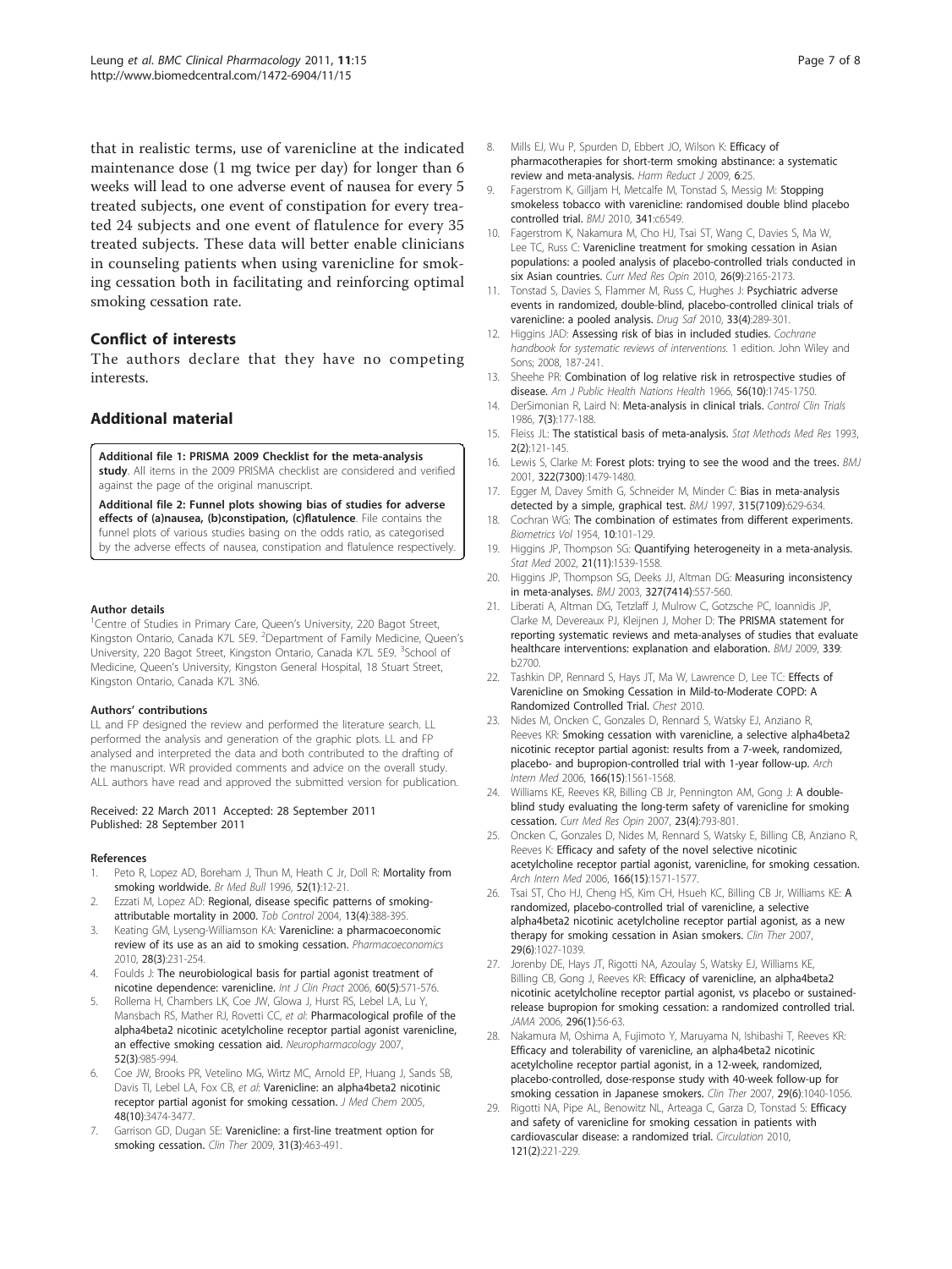that in realistic terms, use of varenicline at the indicated maintenance dose (1 mg twice per day) for longer than 6 weeks will lead to one adverse event of nausea for every 5 treated subjects, one event of constipation for every treated 24 subjects and one event of flatulence for every 35 treated subjects. These data will better enable clinicians in counseling patients when using varenicline for smoking cessation both in facilitating and reinforcing optimal smoking cessation rate.

## Conflict of interests

The authors declare that they have no competing interests.

## Additional material

**Additional file 1: PRISMA 2009 Checklist for the meta-analysis study**. All items in the 2009 PRISMA checklist are considered and verified against the page of the original manuscript.

**Additional file 2: Funnel plots showing bias of studies for adverse effects of (a)nausea, (b)constipation, (c)flatulence**. File contains the funnel plots of various studies basing on the odds ratio, as categorised by the adverse effects of nausea, constipation and flatulence respectively.

#### Author details

[1]Centre of Studies in Primary Care, Queen's University, 220 Bagot Street, Kingston Ontario, Canada K7L 5E9. [2]Department of Family Medicine, Queen's University, 220 Bagot Street, Kingston Ontario, Canada K7L 5E9. [3]School of Medicine, Queen's University, Kingston General Hospital, 18 Stuart Street, Kingston Ontario, Canada K7L 3N6.

#### Authors' contributions

LL and FP designed the review and performed the literature search. LL performed the analysis and generation of the graphic plots. LL and FP analysed and interpreted the data and both contributed to the drafting of the manuscript. WR provided comments and advice on the overall study. ALL authors have read and approved the submitted version for publication.

Received: 22 March 2011 Accepted: 28 September 2011
Published: 28 September 2011

#### References

1. Peto R, Lopez AD, Boreham J, Thun M, Heath C Jr, Doll R: **Mortality from smoking worldwide.** *Br Med Bull* 1996, **52(1)**:12-21.
2. Ezzati M, Lopez AD: **Regional, disease specific patterns of smoking-attributable mortality in 2000.** *Tob Control* 2004, **13(4)**:388-395.
3. Keating GM, Lyseng-Williamson KA: **Varenicline: a pharmacoeconomic review of its use as an aid to smoking cessation.** *Pharmacoeconomics* 2010, **28(3)**:231-254.
4. Foulds J: **The neurobiological basis for partial agonist treatment of nicotine dependence: varenicline.** *Int J Clin Pract* 2006, **60(5)**:571-576.
5. Rollema H, Chambers LK, Coe JW, Glowa J, Hurst RS, Lebel LA, Lu Y, Mansbach RS, Mather RJ, Rovetti CC, *et al*: **Pharmacological profile of the alpha4beta2 nicotinic acetylcholine receptor partial agonist varenicline, an effective smoking cessation aid.** *Neuropharmacology* 2007, **52(3)**:985-994.
6. Coe JW, Brooks PR, Vetelino MG, Wirtz MC, Arnold EP, Huang J, Sands SB, Davis TI, Lebel LA, Fox CB, *et al*: **Varenicline: an alpha4beta2 nicotinic receptor partial agonist for smoking cessation.** *J Med Chem* 2005, **48(10)**:3474-3477.
7. Garrison GD, Dugan SE: **Varenicline: a first-line treatment option for smoking cessation.** *Clin Ther* 2009, **31(3)**:463-491.
8. Mills EJ, Wu P, Spurden D, Ebbert JO, Wilson K: **Efficacy of pharmacotherapies for short-term smoking abstinance: a systematic review and meta-analysis.** *Harm Reduct J* 2009, **6**:25.
9. Fagerstrom K, Gilljam H, Metcalfe M, Tonstad S, Messig M: **Stopping smokeless tobacco with varenicline: randomised double blind placebo controlled trial.** *BMJ* 2010, **341**:c6549.
10. Fagerstrom K, Nakamura M, Cho HJ, Tsai ST, Wang C, Davies S, Ma W, Lee TC, Russ C: **Varenicline treatment for smoking cessation in Asian populations: a pooled analysis of placebo-controlled trials conducted in six Asian countries.** *Curr Med Res Opin* 2010, **26(9)**:2165-2173.
11. Tonstad S, Davies S, Flammer M, Russ C, Hughes J: **Psychiatric adverse events in randomized, double-blind, placebo-controlled clinical trials of varenicline: a pooled analysis.** *Drug Saf* 2010, **33(4)**:289-301.
12. Higgins JAD: **Assessing risk of bias in included studies.** *Cochrane handbook for systematic reviews of interventions.* 1 edition. John Wiley and Sons; 2008, 187-241.
13. Sheehe PR: **Combination of log relative risk in retrospective studies of disease.** *Am J Public Health Nations Health* 1966, **56(10)**:1745-1750.
14. DerSimonian R, Laird N: **Meta-analysis in clinical trials.** *Control Clin Trials* 1986, **7(3)**:177-188.
15. Fleiss JL: **The statistical basis of meta-analysis.** *Stat Methods Med Res* 1993, **2(2)**:121-145.
16. Lewis S, Clarke M: **Forest plots: trying to see the wood and the trees.** *BMJ* 2001, **322(7300)**:1479-1480.
17. Egger M, Davey Smith G, Schneider M, Minder C: **Bias in meta-analysis detected by a simple, graphical test.** *BMJ* 1997, **315(7109)**:629-634.
18. Cochran WG: **The combination of estimates from different experiments.** *Biometrics Vol* 1954, **10**:101-129.
19. Higgins JP, Thompson SG: **Quantifying heterogeneity in a meta-analysis.** *Stat Med* 2002, **21(11)**:1539-1558.
20. Higgins JP, Thompson SG, Deeks JJ, Altman DG: **Measuring inconsistency in meta-analyses.** *BMJ* 2003, **327(7414)**:557-560.
21. Liberati A, Altman DG, Tetzlaff J, Mulrow C, Gotzsche PC, Ioannidis JP, Clarke M, Devereaux PJ, Kleijnen J, Moher D: **The PRISMA statement for reporting systematic reviews and meta-analyses of studies that evaluate healthcare interventions: explanation and elaboration.** *BMJ* 2009, **339**: b2700.
22. Tashkin DP, Rennard S, Hays JT, Ma W, Lawrence D, Lee TC: **Effects of Varenicline on Smoking Cessation in Mild-to-Moderate COPD: A Randomized Controlled Trial.** *Chest* 2010.
23. Nides M, Oncken C, Gonzales D, Rennard S, Watsky EJ, Anziano R, Reeves KR: **Smoking cessation with varenicline, a selective alpha4beta2 nicotinic receptor partial agonist: results from a 7-week, randomized, placebo- and bupropion-controlled trial with 1-year follow-up.** *Arch Intern Med* 2006, **166(15)**:1561-1568.
24. Williams KE, Reeves KR, Billing CB Jr, Pennington AM, Gong J: **A double-blind study evaluating the long-term safety of varenicline for smoking cessation.** *Curr Med Res Opin* 2007, **23(4)**:793-801.
25. Oncken C, Gonzales D, Nides M, Rennard S, Watsky E, Billing CB, Anziano R, Reeves K: **Efficacy and safety of the novel selective nicotinic acetylcholine receptor partial agonist, varenicline, for smoking cessation.** *Arch Intern Med* 2006, **166(15)**:1571-1577.
26. Tsai ST, Cho HJ, Cheng HS, Kim CH, Hsueh KC, Billing CB Jr, Williams KE: **A randomized, placebo-controlled trial of varenicline, a selective alpha4beta2 nicotinic acetylcholine receptor partial agonist, as a new therapy for smoking cessation in Asian smokers.** *Clin Ther* 2007, **29(6)**:1027-1039.
27. Jorenby DE, Hays JT, Rigotti NA, Azoulay S, Watsky EJ, Williams KE, Billing CB, Gong J, Reeves KR: **Efficacy of varenicline, an alpha4beta2 nicotinic acetylcholine receptor partial agonist, vs placebo or sustained-release bupropion for smoking cessation: a randomized controlled trial.** *JAMA* 2006, **296(1)**:56-63.
28. Nakamura M, Oshima A, Fujimoto Y, Maruyama N, Ishibashi T, Reeves KR: **Efficacy and tolerability of varenicline, an alpha4beta2 nicotinic acetylcholine receptor partial agonist, in a 12-week, randomized, placebo-controlled, dose-response study with 40-week follow-up for smoking cessation in Japanese smokers.** *Clin Ther* 2007, **29(6)**:1040-1056.
29. Rigotti NA, Pipe AL, Benowitz NL, Arteaga C, Garza D, Tonstad S: **Efficacy and safety of varenicline for smoking cessation in patients with cardiovascular disease: a randomized trial.** *Circulation* 2010, **121(2)**:221-229.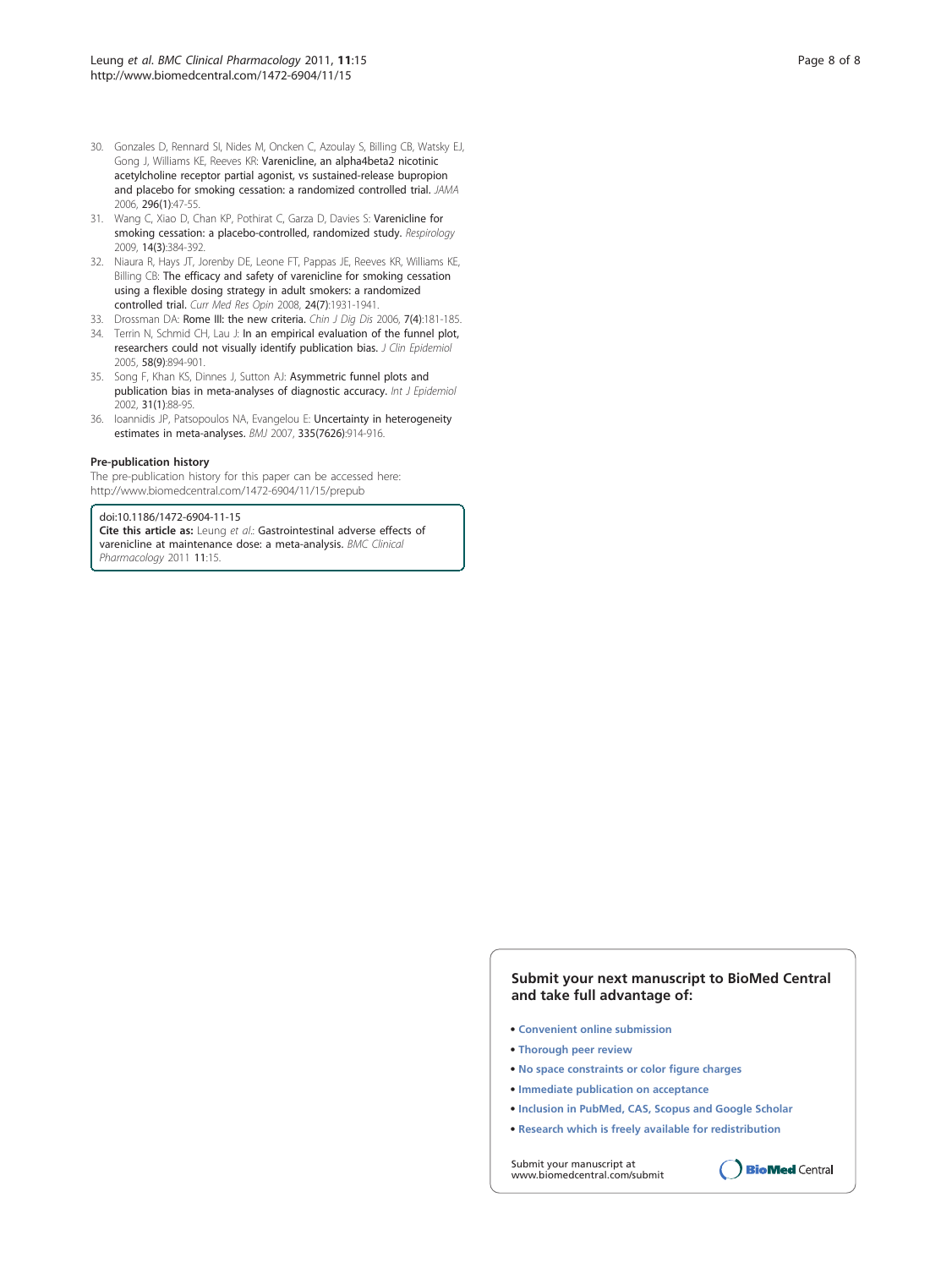30. Gonzales D, Rennard SI, Nides M, Oncken C, Azoulay S, Billing CB, Watsky EJ, Gong J, Williams KE, Reeves KR: **Varenicline, an alpha4beta2 nicotinic acetylcholine receptor partial agonist, vs sustained-release bupropion and placebo for smoking cessation: a randomized controlled trial.** *JAMA* 2006, **296(1)**:47-55.
31. Wang C, Xiao D, Chan KP, Pothirat C, Garza D, Davies S: **Varenicline for smoking cessation: a placebo-controlled, randomized study.** *Respirology* 2009, **14(3)**:384-392.
32. Niaura R, Hays JT, Jorenby DE, Leone FT, Pappas JE, Reeves KR, Williams KE, Billing CB: **The efficacy and safety of varenicline for smoking cessation using a flexible dosing strategy in adult smokers: a randomized controlled trial.** *Curr Med Res Opin* 2008, **24(7)**:1931-1941.
33. Drossman DA: **Rome III: the new criteria.** *Chin J Dig Dis* 2006, **7(4)**:181-185.
34. Terrin N, Schmid CH, Lau J: **In an empirical evaluation of the funnel plot, researchers could not visually identify publication bias.** *J Clin Epidemiol* 2005, **58(9)**:894-901.
35. Song F, Khan KS, Dinnes J, Sutton AJ: **Asymmetric funnel plots and publication bias in meta-analyses of diagnostic accuracy.** *Int J Epidemiol* 2002, **31(1)**:88-95.
36. Ioannidis JP, Patsopoulos NA, Evangelou E: **Uncertainty in heterogeneity estimates in meta-analyses.** *BMJ* 2007, **335(7626)**:914-916.

### Pre-publication history

The pre-publication history for this paper can be accessed here: http://www.biomedcentral.com/1472-6904/11/15/prepub

doi:10.1186/1472-6904-11-15

**Cite this article as:** Leung *et al.*: Gastrointestinal adverse effects of varenicline at maintenance dose: a meta-analysis. *BMC Clinical Pharmacology* 2011 **11**:15.

**Submit your next manuscript to BioMed Central and take full advantage of:**

- **Convenient online submission**
- **Thorough peer review**
- **No space constraints or color figure charges**
- **Immediate publication on acceptance**
- **Inclusion in PubMed, CAS, Scopus and Google Scholar**
- **Research which is freely available for redistribution**

Submit your manuscript at www.biomedcentral.com/submit

BioMed Central